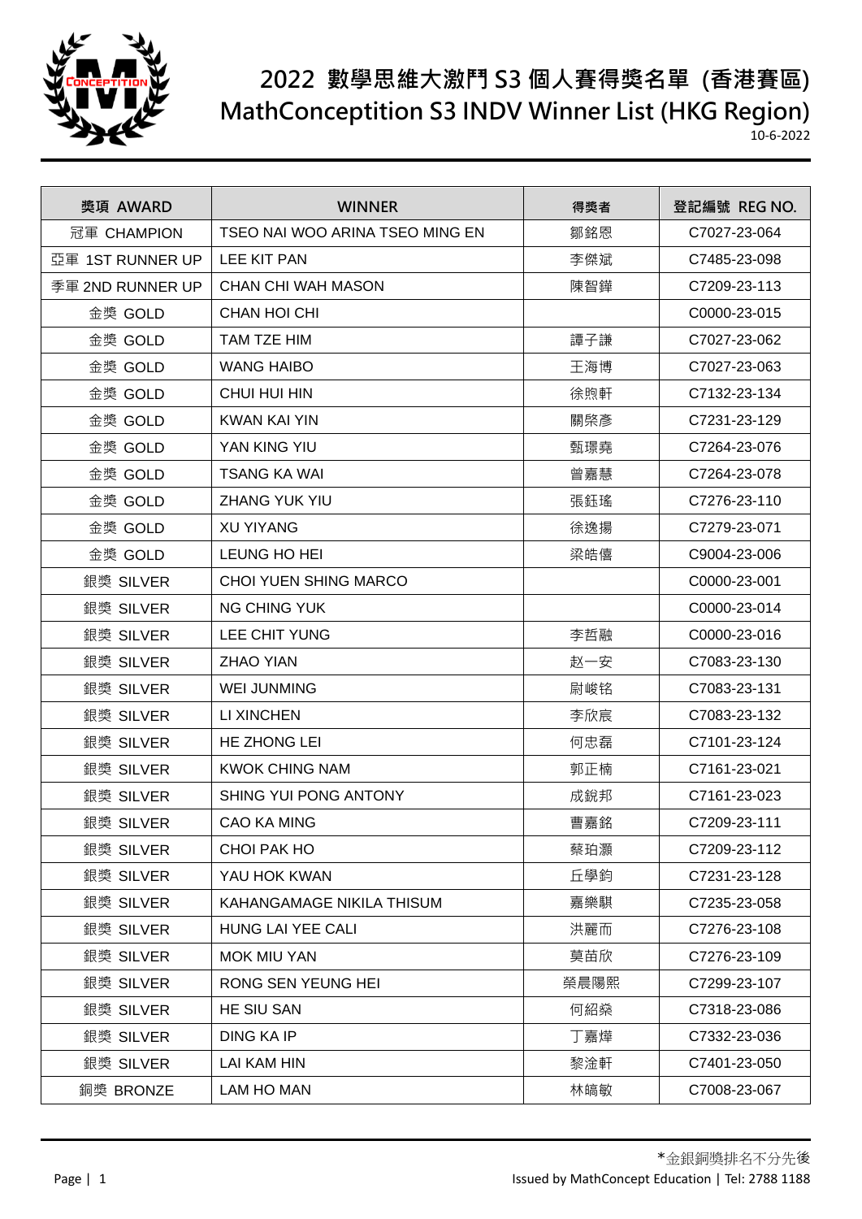# 2022 數學思維大激鬥 S3 個人賽得獎名單 (香港賽區)
# MathConception S3 INDV Winner List (HKG Region)

10-6-2022

| 獎項 AWARD | WINNER | 得獎者 | 登記編號 REG NO. |
|---|---|---|---|
| 冠軍 CHAMPION | TSEO NAI WOO ARINA TSEO MING EN | 鄒銘恩 | C7027-23-064 |
| 亞軍 1ST RUNNER UP | LEE KIT PAN | 李傑斌 | C7485-23-098 |
| 季軍 2ND RUNNER UP | CHAN CHI WAH MASON | 陳智鏵 | C7209-23-113 |
| 金獎 GOLD | CHAN HOI CHI | | C0000-23-015 |
| 金獎 GOLD | TAM TZE HIM | 譚子謙 | C7027-23-062 |
| 金獎 GOLD | WANG HAIBO | 王海博 | C7027-23-063 |
| 金獎 GOLD | CHUI HUI HIN | 徐煦軒 | C7132-23-134 |
| 金獎 GOLD | KWAN KAI YIN | 關棨彥 | C7231-23-129 |
| 金獎 GOLD | YAN KING YIU | 甄璟堯 | C7264-23-076 |
| 金獎 GOLD | TSANG KA WAI | 曾嘉慧 | C7264-23-078 |
| 金獎 GOLD | ZHANG YUK YIU | 張鈺瑤 | C7276-23-110 |
| 金獎 GOLD | XU YIYANG | 徐逸揚 | C7279-23-071 |
| 金獎 GOLD | LEUNG HO HEI | 梁皓僖 | C9004-23-006 |
| 銀獎 SILVER | CHOI YUEN SHING MARCO | | C0000-23-001 |
| 銀獎 SILVER | NG CHING YUK | | C0000-23-014 |
| 銀獎 SILVER | LEE CHIT YUNG | 李哲融 | C0000-23-016 |
| 銀獎 SILVER | ZHAO YIAN | 赵一安 | C7083-23-130 |
| 銀獎 SILVER | WEI JUNMING | 尉峻铭 | C7083-23-131 |
| 銀獎 SILVER | LI XINCHEN | 李欣宸 | C7083-23-132 |
| 銀獎 SILVER | HE ZHONG LEI | 何忠磊 | C7101-23-124 |
| 銀獎 SILVER | KWOK CHING NAM | 郭正楠 | C7161-23-021 |
| 銀獎 SILVER | SHING YUI PONG ANTONY | 成銳邦 | C7161-23-023 |
| 銀獎 SILVER | CAO KA MING | 曹嘉銘 | C7209-23-111 |
| 銀獎 SILVER | CHOI PAK HO | 蔡珀灝 | C7209-23-112 |
| 銀獎 SILVER | YAU HOK KWAN | 丘學鈞 | C7231-23-128 |
| 銀獎 SILVER | KAHANGAMAGE NIKILA THISUM | 嘉樂麒 | C7235-23-058 |
| 銀獎 SILVER | HUNG LAI YEE CALI | 洪麗而 | C7276-23-108 |
| 銀獎 SILVER | MOK MIU YAN | 莫苗欣 | C7276-23-109 |
| 銀獎 SILVER | RONG SEN YEUNG HEI | 榮晨陽熙 | C7299-23-107 |
| 銀獎 SILVER | HE SIU SAN | 何紹燊 | C7318-23-086 |
| 銀獎 SILVER | DING KA IP | 丁嘉燁 | C7332-23-036 |
| 銀獎 SILVER | LAI KAM HIN | 黎淦軒 | C7401-23-050 |
| 銅獎 BRONZE | LAM HO MAN | 林皜敏 | C7008-23-067 |

*金銀銅獎排名不分先後

Issued by MathConcept Education | Tel: 2788 1188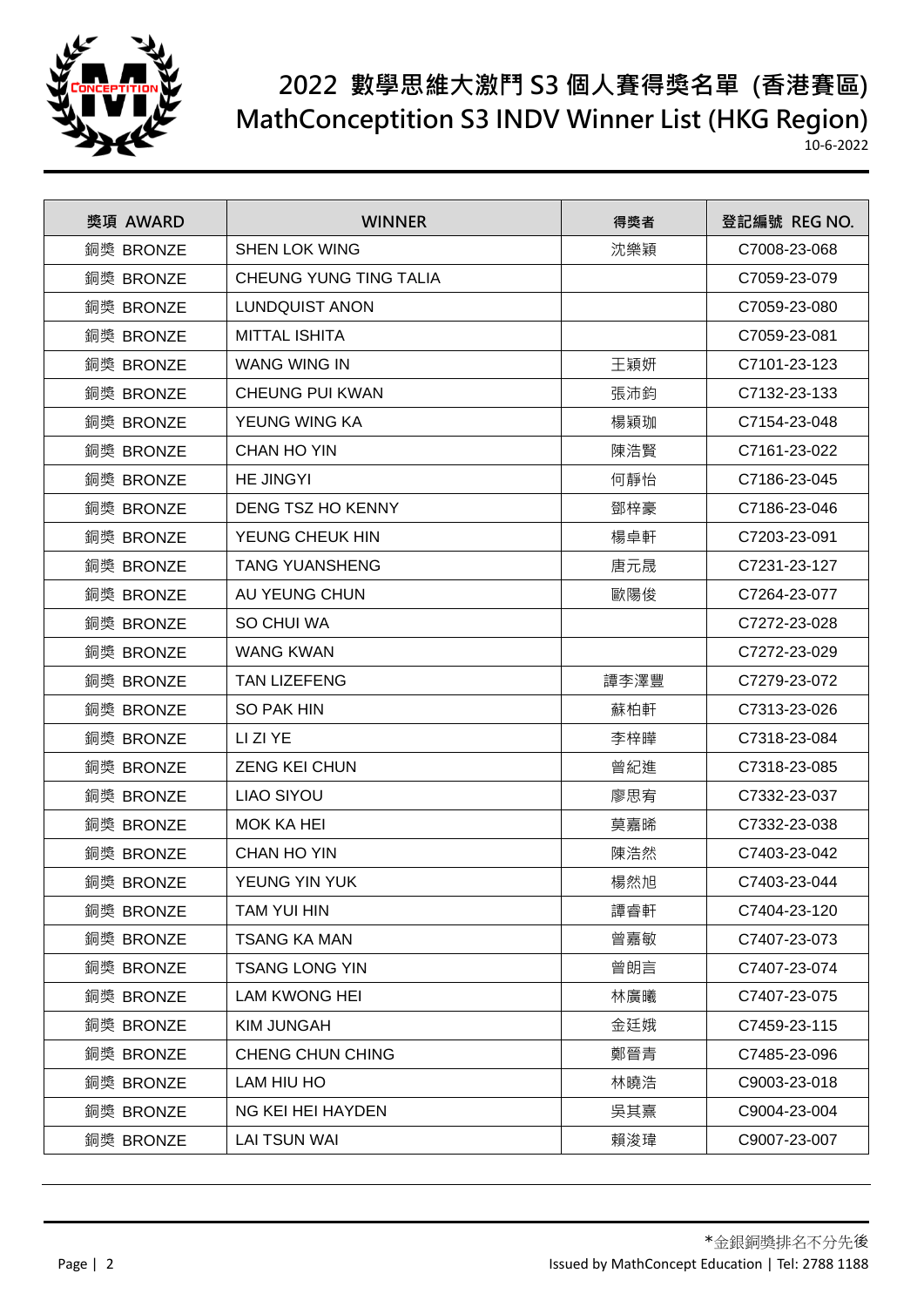# 2022 數學思維大激鬥 S3 個人賽得獎名單 (香港賽區)
# MathConceptition S3 INDV Winner List (HKG Region)

10-6-2022

| 獎項 AWARD | WINNER | 得獎者 | 登記編號 REG NO. |
|---|---|---|---|
| 銅獎 BRONZE | SHEN LOK WING | 沈樂穎 | C7008-23-068 |
| 銅獎 BRONZE | CHEUNG YUNG TING TALIA | | C7059-23-079 |
| 銅獎 BRONZE | LUNDQUIST ANON | | C7059-23-080 |
| 銅獎 BRONZE | MITTAL ISHITA | | C7059-23-081 |
| 銅獎 BRONZE | WANG WING IN | 王穎妍 | C7101-23-123 |
| 銅獎 BRONZE | CHEUNG PUI KWAN | 張沛鈞 | C7132-23-133 |
| 銅獎 BRONZE | YEUNG WING KA | 楊穎珈 | C7154-23-048 |
| 銅獎 BRONZE | CHAN HO YIN | 陳浩賢 | C7161-23-022 |
| 銅獎 BRONZE | HE JINGYI | 何靜怡 | C7186-23-045 |
| 銅獎 BRONZE | DENG TSZ HO KENNY | 鄧梓豪 | C7186-23-046 |
| 銅獎 BRONZE | YEUNG CHEUK HIN | 楊卓軒 | C7203-23-091 |
| 銅獎 BRONZE | TANG YUANSHENG | 唐元晟 | C7231-23-127 |
| 銅獎 BRONZE | AU YEUNG CHUN | 歐陽俊 | C7264-23-077 |
| 銅獎 BRONZE | SO CHUI WA | | C7272-23-028 |
| 銅獎 BRONZE | WANG KWAN | | C7272-23-029 |
| 銅獎 BRONZE | TAN LIZEFENG | 譚李澤豐 | C7279-23-072 |
| 銅獎 BRONZE | SO PAK HIN | 蘇柏軒 | C7313-23-026 |
| 銅獎 BRONZE | LI ZI YE | 李梓曄 | C7318-23-084 |
| 銅獎 BRONZE | ZENG KEI CHUN | 曾紀進 | C7318-23-085 |
| 銅獎 BRONZE | LIAO SIYOU | 廖思宥 | C7332-23-037 |
| 銅獎 BRONZE | MOK KA HEI | 莫嘉睎 | C7332-23-038 |
| 銅獎 BRONZE | CHAN HO YIN | 陳浩然 | C7403-23-042 |
| 銅獎 BRONZE | YEUNG YIN YUK | 楊然旭 | C7403-23-044 |
| 銅獎 BRONZE | TAM YUI HIN | 譚睿軒 | C7404-23-120 |
| 銅獎 BRONZE | TSANG KA MAN | 曾嘉敏 | C7407-23-073 |
| 銅獎 BRONZE | TSANG LONG YIN | 曾朗言 | C7407-23-074 |
| 銅獎 BRONZE | LAM KWONG HEI | 林廣曦 | C7407-23-075 |
| 銅獎 BRONZE | KIM JUNGAH | 金廷娥 | C7459-23-115 |
| 銅獎 BRONZE | CHENG CHUN CHING | 鄭晉青 | C7485-23-096 |
| 銅獎 BRONZE | LAM HIU HO | 林曉浩 | C9003-23-018 |
| 銅獎 BRONZE | NG KEI HEI HAYDEN | 吳其熹 | C9004-23-004 |
| 銅獎 BRONZE | LAI TSUN WAI | 賴浚瑋 | C9007-23-007 |

*金銀銅獎排名不分先後

Issued by MathConcept Education | Tel: 2788 1188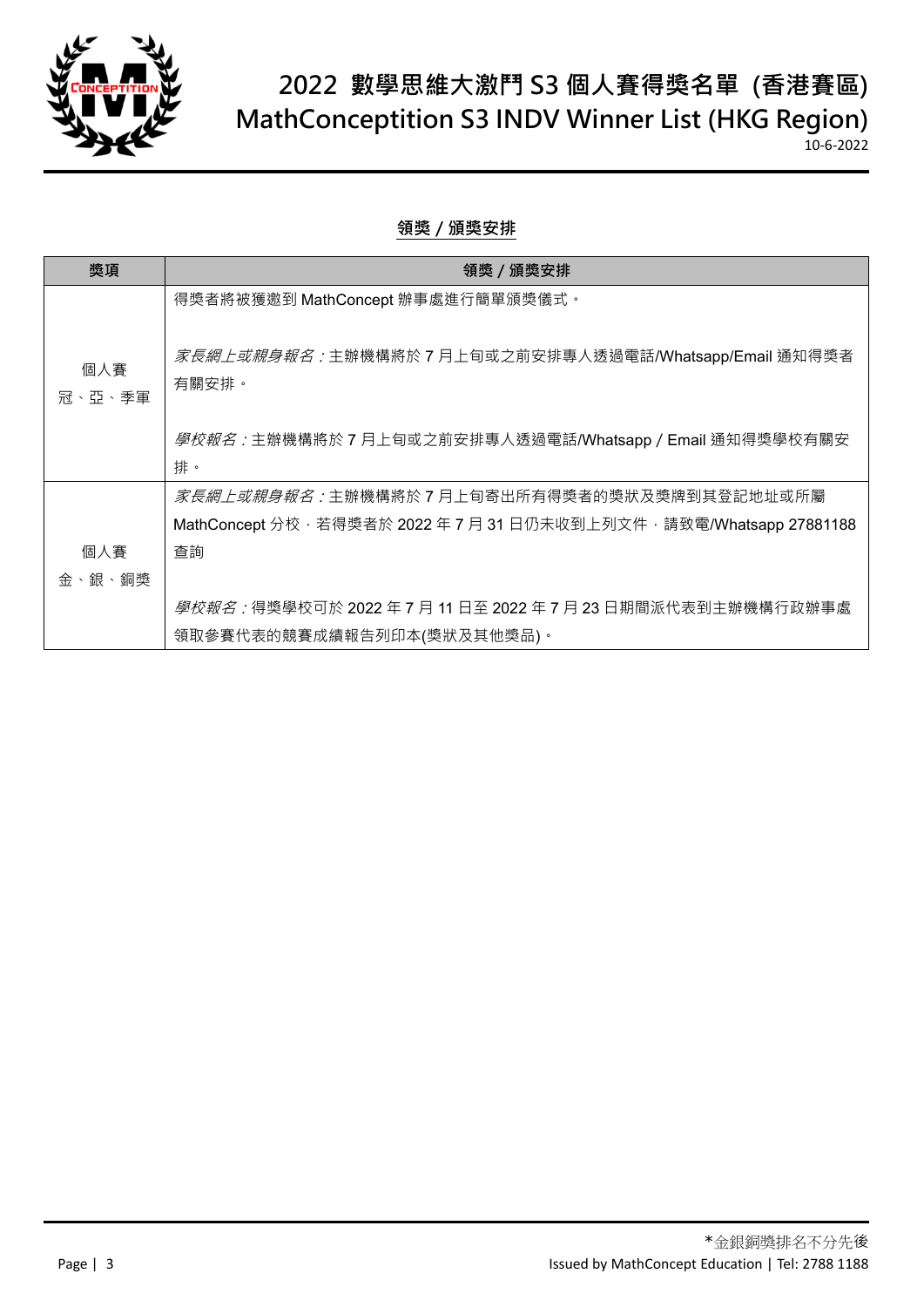# 2022 數學思維大激鬥 S3 個人賽得獎名單 (香港賽區)
# MathConceptition S3 INDV Winner List (HKG Region)

10-6-2022

## 領獎 / 頒獎安排

| 獎項 | 領獎 / 頒獎安排 |
|---|---|
| 個人賽<br>冠、亞、季軍 | 得獎者將被獲邀到 MathConcept 辦事處進行簡單頒獎儀式。<br><br>*家長網上或親身報名：*主辦機構將於 7 月上旬或之前安排專人透過電話/Whatsapp/Email 通知得獎者有關安排。<br><br>*學校報名：*主辦機構將於 7 月上旬或之前安排專人透過電話/Whatsapp / Email 通知得獎學校有關安排。 |
| 個人賽<br>金、銀、銅獎 | *家長網上或親身報名：*主辦機構將於 7 月上旬寄出所有得獎者的獎狀及獎牌到其登記地址或所屬 MathConcept 分校，若得獎者於 2022 年 7 月 31 日仍未收到上列文件，請致電/Whatsapp 27881188 查詢<br><br>*學校報名：*得獎學校可於 2022 年 7 月 11 日至 2022 年 7 月 23 日期間派代表到主辦機構行政辦事處領取參賽代表的競賽成績報告列印本(獎狀及其他獎品)。 |

*金銀銅獎排名不分先後